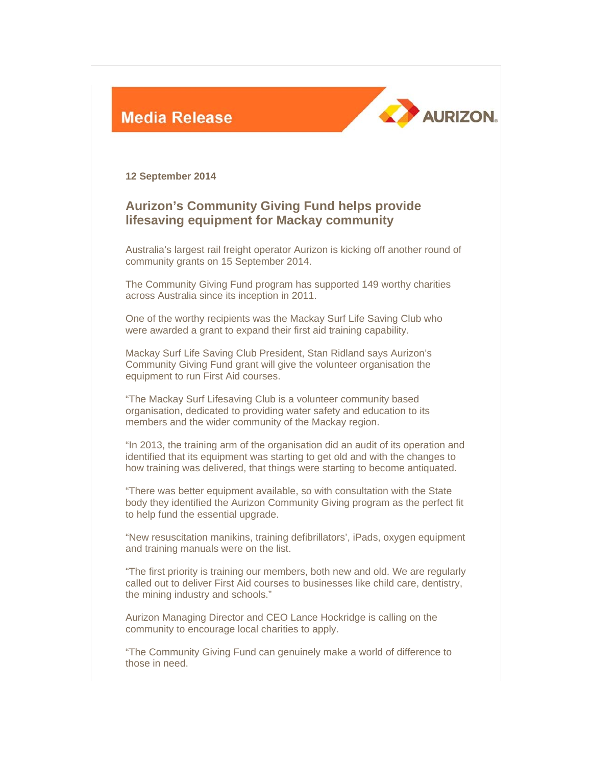**Media Release**

AURIZON.

**12 September 2014**

## Aurizon's Community Giving Fund helps provide lifesaving equipment for Mackay community

Australia's largest rail freight operator Aurizon is kicking off another round of community grants on 15 September 2014.

The Community Giving Fund program has supported 149 worthy charities across Australia since its inception in 2011.

One of the worthy recipients was the Mackay Surf Life Saving Club who were awarded a grant to expand their first aid training capability.

Mackay Surf Life Saving Club President, Stan Ridland says Aurizon's Community Giving Fund grant will give the volunteer organisation the equipment to run First Aid courses.

"The Mackay Surf Lifesaving Club is a volunteer community based organisation, dedicated to providing water safety and education to its members and the wider community of the Mackay region.

"In 2013, the training arm of the organisation did an audit of its operation and identified that its equipment was starting to get old and with the changes to how training was delivered, that things were starting to become antiquated.

"There was better equipment available, so with consultation with the State body they identified the Aurizon Community Giving program as the perfect fit to help fund the essential upgrade.

"New resuscitation manikins, training defibrillators', iPads, oxygen equipment and training manuals were on the list.

"The first priority is training our members, both new and old. We are regularly called out to deliver First Aid courses to businesses like child care, dentistry, the mining industry and schools."

Aurizon Managing Director and CEO Lance Hockridge is calling on the community to encourage local charities to apply.

"The Community Giving Fund can genuinely make a world of difference to those in need.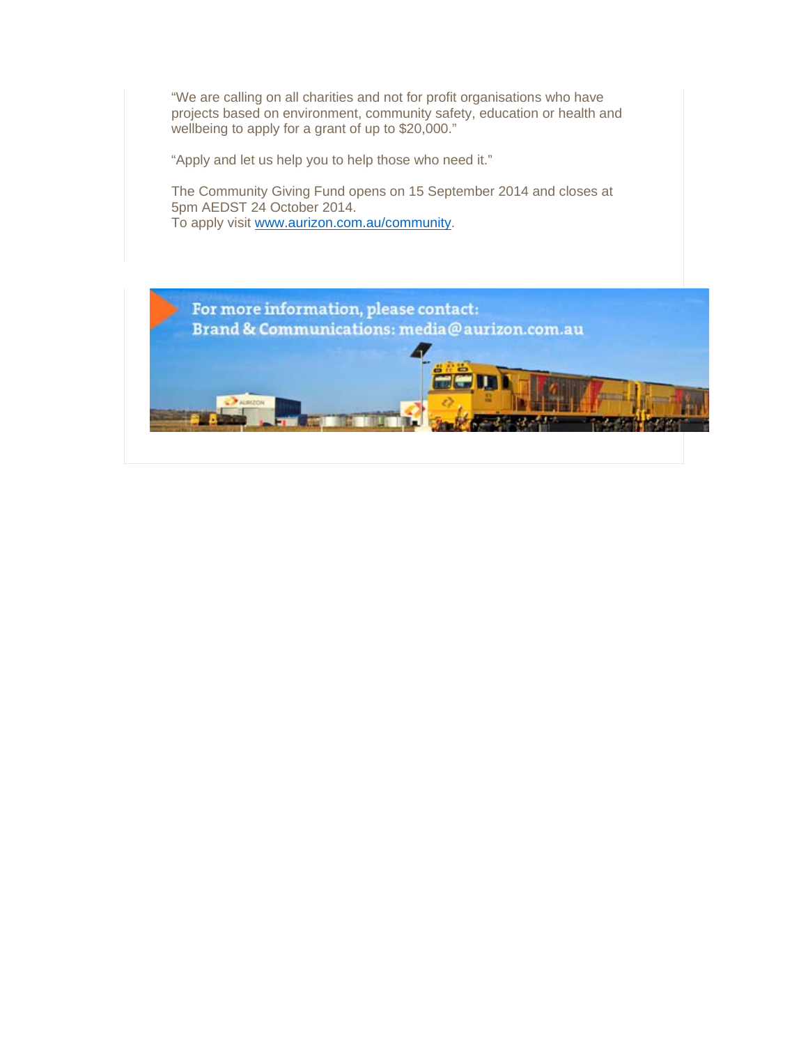"We are calling on all charities and not for profit organisations who have projects based on environment, community safety, education or health and wellbeing to apply for a grant of up to $20,000."

"Apply and let us help you to help those who need it."

The Community Giving Fund opens on 15 September 2014 and closes at 5pm AEDST 24 October 2014.
To apply visit www.aurizon.com.au/community.

For more information, please contact:
Brand & Communications: media@aurizon.com.au